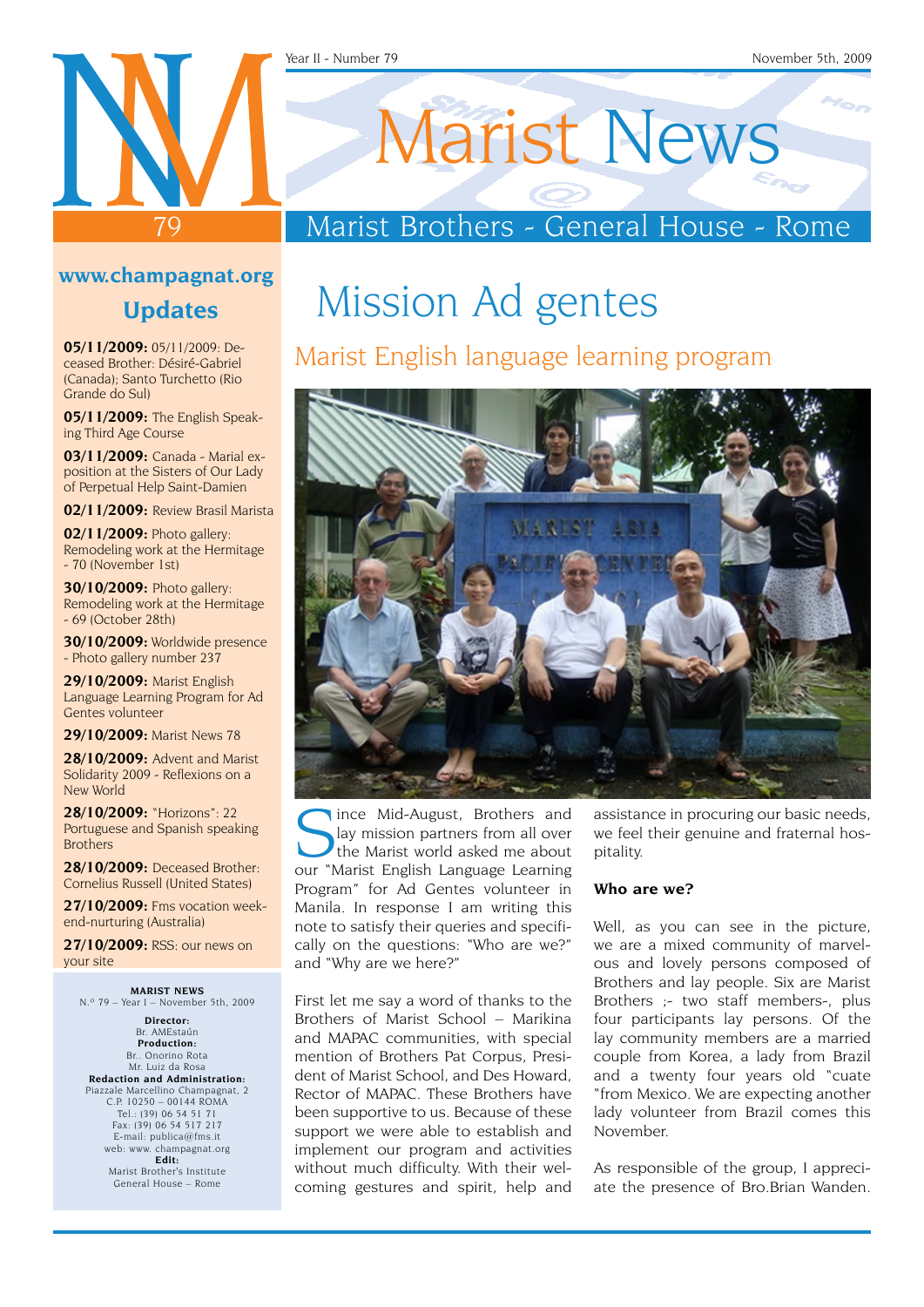# Marist News

## Marist Brothers - General House - Rome

Year II - Number 79 — November 5th, 2009

**www.champagnat.org**

**Updates**

**05/11/2009:** 05/11/2009: Deceased Brother: Désiré-Gabriel (Canada); Santo Turchetto (Rio Grande do Sul)

**05/11/2009:** The English Speaking Third Age Course

**03/11/2009:** Canada - Marial exposition at the Sisters of Our Lady of Perpetual Help Saint-Damien

**02/11/2009:** Review Brasil Marista

**02/11/2009:** Photo gallery: Remodeling work at the Hermitage - 70 (November 1st)

**30/10/2009:** Photo gallery: Remodeling work at the Hermitage - 69 (October 28th)

**30/10/2009:** Worldwide presence - Photo gallery number 237

**29/10/2009:** Marist English Language Learning Program for Ad Gentes volunteer

**29/10/2009:** Marist News 78

**28/10/2009:** Advent and Marist Solidarity 2009 - Reflexions on a New World

**28/10/2009:** "Horizons": 22 Portuguese and Spanish speaking Brothers

**28/10/2009:** Deceased Brother: Cornelius Russell (United States)

**27/10/2009:** Fms vocation weekend-nurturing (Australia)

**27/10/2009:** RSS: our news on your site

**MARIST NEWS**
N.º 79 – Year I – November 5th, 2009

**Director:**
Br. AMEstaún
**Production:**
Br.. Onorino Rota
Mr. Luiz da Rosa
**Redaction and Administration:**
Piazzale Marcellino Champagnat, 2
C.P. 10250 – 00144 ROMA
Tel.: (39) 06 54 51 71
Fax: (39) 06 54 517 217
E-mail: publica@fms.it
web: www. champagnat.org
**Edit:**
Marist Brother's Institute
General House – Rome

# Mission Ad gentes

## Marist English language learning program

Since Mid-August, Brothers and lay mission partners from all over the Marist world asked me about our "Marist English Language Learning Program" for Ad Gentes volunteer in Manila. In response I am writing this note to satisfy their queries and specifically on the questions: "Who are we?" and "Why are we here?"

First let me say a word of thanks to the Brothers of Marist School – Marikina and MAPAC communities, with special mention of Brothers Pat Corpus, President of Marist School, and Des Howard, Rector of MAPAC. These Brothers have been supportive to us. Because of these support we were able to establish and implement our program and activities without much difficulty. With their welcoming gestures and spirit, help and assistance in procuring our basic needs, we feel their genuine and fraternal hospitality.

**Who are we?**

Well, as you can see in the picture, we are a mixed community of marvelous and lovely persons composed of Brothers and lay people. Six are Marist Brothers ;- two staff members-, plus four participants lay persons. Of the lay community members are a married couple from Korea, a lady from Brazil and a twenty four years old "cuate "from Mexico. We are expecting another lady volunteer from Brazil comes this November.

As responsible of the group, I appreciate the presence of Bro.Brian Wanden.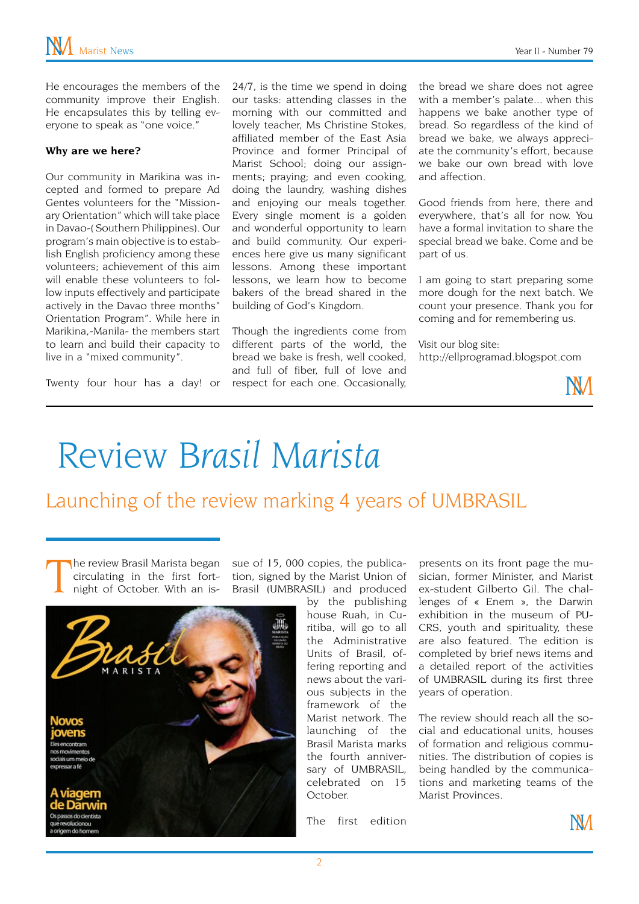He encourages the members of the community improve their English. He encapsulates this by telling everyone to speak as "one voice."

**Why are we here?**

Our community in Marikina was incepted and formed to prepare Ad Gentes volunteers for the "Missionary Orientation" which will take place in Davao-( Southern Philippines). Our program's main objective is to establish English proficiency among these volunteers; achievement of this aim will enable these volunteers to follow inputs effectively and participate actively in the Davao three months" Orientation Program". While here in Marikina,-Manila- the members start to learn and build their capacity to live in a "mixed community".

Twenty four hour has a day! or 24/7, is the time we spend in doing our tasks: attending classes in the morning with our committed and lovely teacher, Ms Christine Stokes, affiliated member of the East Asia Province and former Principal of Marist School; doing our assignments; praying; and even cooking, doing the laundry, washing dishes and enjoying our meals together. Every single moment is a golden and wonderful opportunity to learn and build community. Our experiences here give us many significant lessons. Among these important lessons, we learn how to become bakers of the bread shared in the building of God's Kingdom.

Though the ingredients come from different parts of the world, the bread we bake is fresh, well cooked, and full of fiber, full of love and respect for each one. Occasionally, the bread we share does not agree with a member's palate... when this happens we bake another type of bread. So regardless of the kind of bread we bake, we always appreciate the community's effort, because we bake our own bread with love and affection.

Good friends from here, there and everywhere, that's all for now. You have a formal invitation to share the special bread we bake. Come and be part of us.

I am going to start preparing some more dough for the next batch. We count your presence. Thank you for coming and for remembering us.

Visit our blog site:
http://ellprogramad.blogspot.com

# Review *Brasil Marista*

## Launching of the review marking 4 years of UMBRASIL

The review Brasil Marista began circulating in the first fortnight of October. With an issue of 15, 000 copies, the publication, signed by the Marist Union of Brasil (UMBRASIL) and produced by the publishing house Ruah, in Curitiba, will go to all the Administrative Units of Brasil, offering reporting and news about the various subjects in the framework of the Marist network. The launching of the Brasil Marista marks the fourth anniversary of UMBRASIL, celebrated on 15 October.

The first edition presents on its front page the musician, former Minister, and Marist ex-student Gilberto Gil. The challenges of « Enem », the Darwin exhibition in the museum of PUCRS, youth and spirituality, these are also featured. The edition is completed by brief news items and a detailed report of the activities of UMBRASIL during its first three years of operation.

The review should reach all the social and educational units, houses of formation and religious communities. The distribution of copies is being handled by the communications and marketing teams of the Marist Provinces.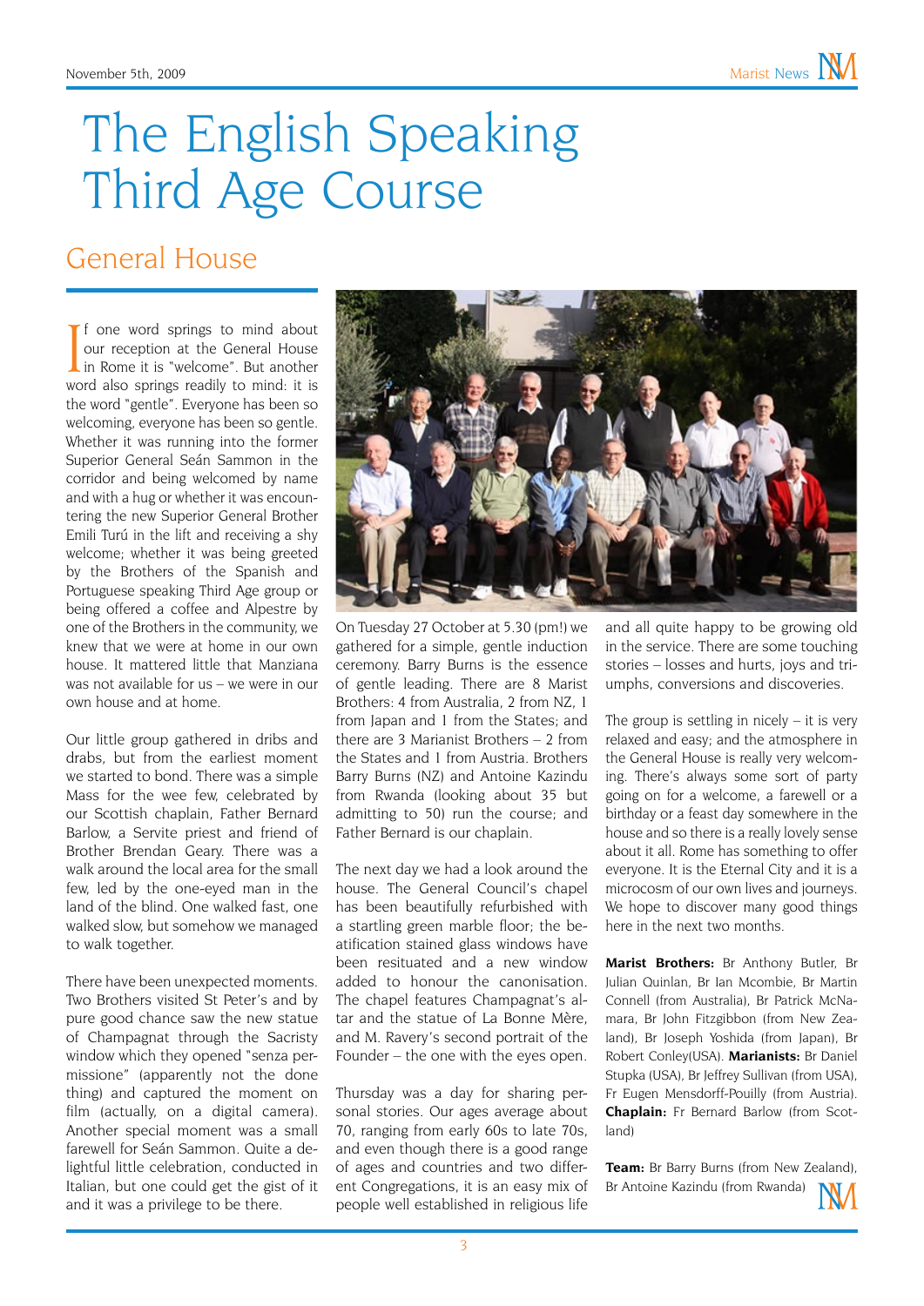# The English Speaking Third Age Course

## General House

If one word springs to mind about our reception at the General House in Rome it is "welcome". But another word also springs readily to mind: it is the word "gentle". Everyone has been so welcoming, everyone has been so gentle. Whether it was running into the former Superior General Seán Sammon in the corridor and being welcomed by name and with a hug or whether it was encountering the new Superior General Brother Emili Turú in the lift and receiving a shy welcome; whether it was being greeted by the Brothers of the Spanish and Portuguese speaking Third Age group or being offered a coffee and Alpestre by one of the Brothers in the community, we knew that we were at home in our own house. It mattered little that Manziana was not available for us – we were in our own house and at home.

Our little group gathered in dribs and drabs, but from the earliest moment we started to bond. There was a simple Mass for the wee few, celebrated by our Scottish chaplain, Father Bernard Barlow, a Servite priest and friend of Brother Brendan Geary. There was a walk around the local area for the small few, led by the one-eyed man in the land of the blind. One walked fast, one walked slow, but somehow we managed to walk together.

There have been unexpected moments. Two Brothers visited St Peter's and by pure good chance saw the new statue of Champagnat through the Sacristy window which they opened "senza permissione" (apparently not the done thing) and captured the moment on film (actually, on a digital camera). Another special moment was a small farewell for Seán Sammon. Quite a delightful little celebration, conducted in Italian, but one could get the gist of it and it was a privilege to be there.

On Tuesday 27 October at 5.30 (pm!) we gathered for a simple, gentle induction ceremony. Barry Burns is the essence of gentle leading. There are 8 Marist Brothers: 4 from Australia, 2 from NZ, 1 from Japan and 1 from the States; and there are 3 Marianist Brothers – 2 from the States and 1 from Austria. Brothers Barry Burns (NZ) and Antoine Kazindu from Rwanda (looking about 35 but admitting to 50) run the course; and Father Bernard is our chaplain.

The next day we had a look around the house. The General Council's chapel has been beautifully refurbished with a startling green marble floor; the beatification stained glass windows have been resituated and a new window added to honour the canonisation. The chapel features Champagnat's altar and the statue of La Bonne Mère, and M. Ravery's second portrait of the Founder – the one with the eyes open.

Thursday was a day for sharing personal stories. Our ages average about 70, ranging from early 60s to late 70s, and even though there is a good range of ages and countries and two different Congregations, it is an easy mix of people well established in religious life and all quite happy to be growing old in the service. There are some touching stories – losses and hurts, joys and triumphs, conversions and discoveries.

The group is settling in nicely – it is very relaxed and easy; and the atmosphere in the General House is really very welcoming. There's always some sort of party going on for a welcome, a farewell or a birthday or a feast day somewhere in the house and so there is a really lovely sense about it all. Rome has something to offer everyone. It is the Eternal City and it is a microcosm of our own lives and journeys. We hope to discover many good things here in the next two months.

**Marist Brothers:** Br Anthony Butler, Br Julian Quinlan, Br Ian Mcombie, Br Martin Connell (from Australia), Br Patrick McNamara, Br John Fitzgibbon (from New Zealand), Br Joseph Yoshida (from Japan), Br Robert Conley(USA). **Marianists:** Br Daniel Stupka (USA), Br Jeffrey Sullivan (from USA), Fr Eugen Mensdorff-Pouilly (from Austria). **Chaplain:** Fr Bernard Barlow (from Scotland)

**Team:** Br Barry Burns (from New Zealand), Br Antoine Kazindu (from Rwanda)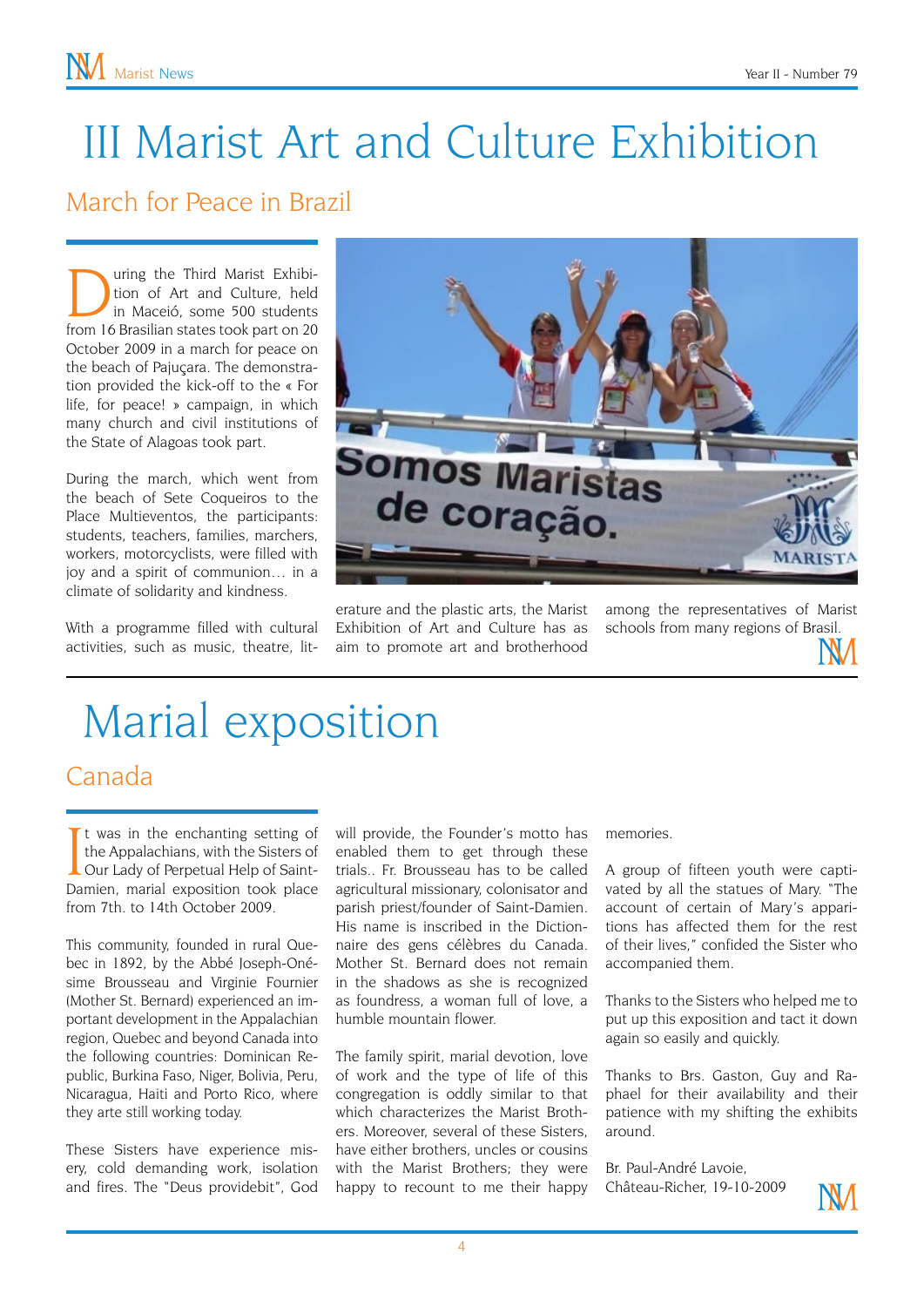# III Marist Art and Culture Exhibition

## March for Peace in Brazil

During the Third Marist Exhibition of Art and Culture, held in Maceió, some 500 students from 16 Brasilian states took part on 20 October 2009 in a march for peace on the beach of Pajuçara. The demonstration provided the kick-off to the « For life, for peace! » campaign, in which many church and civil institutions of the State of Alagoas took part.

During the march, which went from the beach of Sete Coqueiros to the Place Multieventos, the participants: students, teachers, families, marchers, workers, motorcyclists, were filled with joy and a spirit of communion… in a climate of solidarity and kindness.

With a programme filled with cultural activities, such as music, theatre, literature and the plastic arts, the Marist Exhibition of Art and Culture has as aim to promote art and brotherhood among the representatives of Marist schools from many regions of Brasil.

# Marial exposition

## Canada

It was in the enchanting setting of the Appalachians, with the Sisters of Our Lady of Perpetual Help of Saint-Damien, marial exposition took place from 7th. to 14th October 2009.

This community, founded in rural Quebec in 1892, by the Abbé Joseph-Onésime Brousseau and Virginie Fournier (Mother St. Bernard) experienced an important development in the Appalachian region, Quebec and beyond Canada into the following countries: Dominican Republic, Burkina Faso, Niger, Bolivia, Peru, Nicaragua, Haiti and Porto Rico, where they arte still working today.

These Sisters have experience misery, cold demanding work, isolation and fires. The "Deus providebit", God will provide, the Founder's motto has enabled them to get through these trials.. Fr. Brousseau has to be called agricultural missionary, colonisator and parish priest/founder of Saint-Damien. His name is inscribed in the Dictionnaire des gens célèbres du Canada. Mother St. Bernard does not remain in the shadows as she is recognized as foundress, a woman full of love, a humble mountain flower.

The family spirit, marial devotion, love of work and the type of life of this congregation is oddly similar to that which characterizes the Marist Brothers. Moreover, several of these Sisters, have either brothers, uncles or cousins with the Marist Brothers; they were happy to recount to me their happy memories.

A group of fifteen youth were captivated by all the statues of Mary. "The account of certain of Mary's apparitions has affected them for the rest of their lives," confided the Sister who accompanied them.

Thanks to the Sisters who helped me to put up this exposition and tact it down again so easily and quickly.

Thanks to Brs. Gaston, Guy and Raphael for their availability and their patience with my shifting the exhibits around.

Br. Paul-André Lavoie,
Château-Richer, 19-10-2009